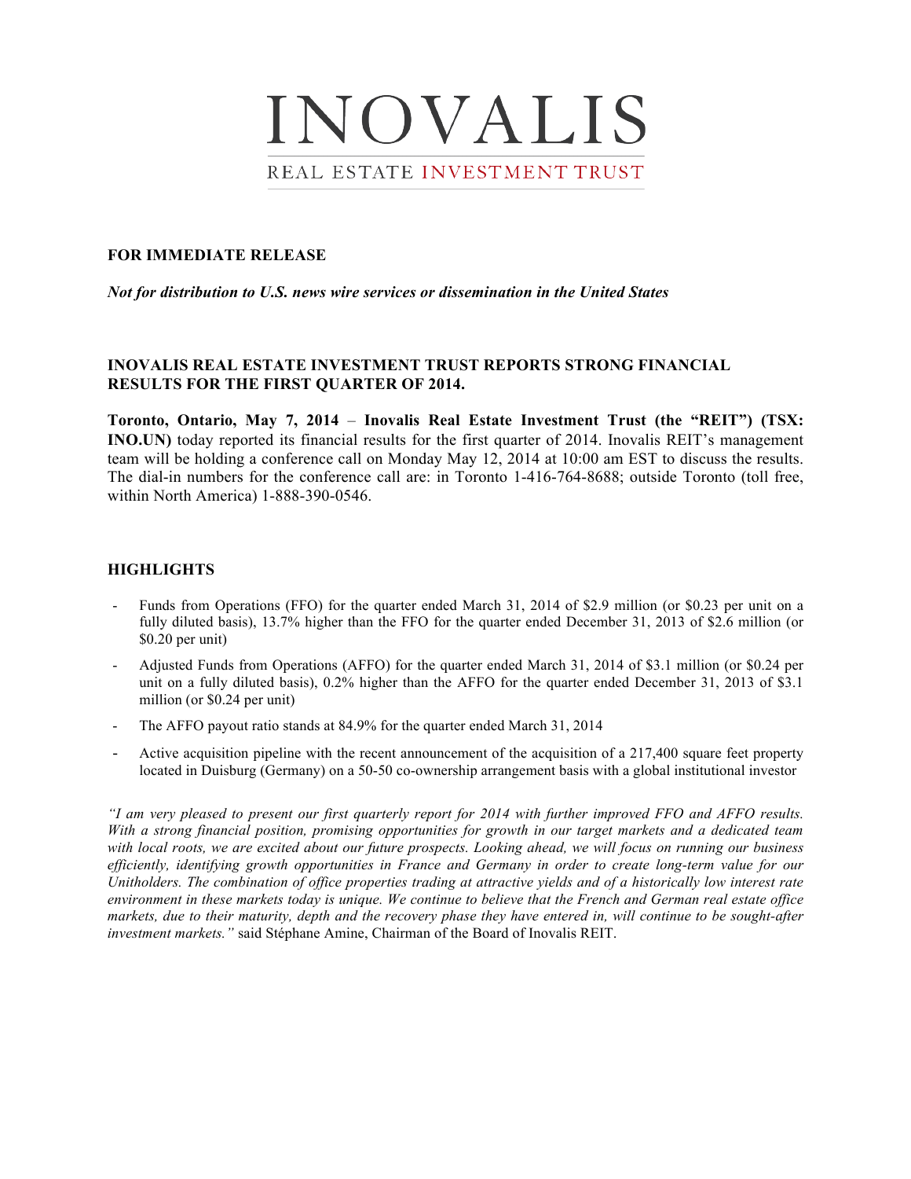# INOVALIS

REAL ESTATE INVESTMENT TRUST

**FOR IMMEDIATE RELEASE**

***Not for distribution to U.S. news wire services or dissemination in the United States***

## INOVALIS REAL ESTATE INVESTMENT TRUST REPORTS STRONG FINANCIAL RESULTS FOR THE FIRST QUARTER OF 2014.

**Toronto, Ontario, May 7, 2014** – **Inovalis Real Estate Investment Trust (the "REIT") (TSX: INO.UN)** today reported its financial results for the first quarter of 2014. Inovalis REIT's management team will be holding a conference call on Monday May 12, 2014 at 10:00 am EST to discuss the results. The dial-in numbers for the conference call are: in Toronto 1-416-764-8688; outside Toronto (toll free, within North America) 1-888-390-0546.

## HIGHLIGHTS

- Funds from Operations (FFO) for the quarter ended March 31, 2014 of $2.9 million (or $0.23 per unit on a fully diluted basis), 13.7% higher than the FFO for the quarter ended December 31, 2013 of $2.6 million (or $0.20 per unit)
- Adjusted Funds from Operations (AFFO) for the quarter ended March 31, 2014 of $3.1 million (or $0.24 per unit on a fully diluted basis), 0.2% higher than the AFFO for the quarter ended December 31, 2013 of $3.1 million (or $0.24 per unit)
- The AFFO payout ratio stands at 84.9% for the quarter ended March 31, 2014
- Active acquisition pipeline with the recent announcement of the acquisition of a 217,400 square feet property located in Duisburg (Germany) on a 50-50 co-ownership arrangement basis with a global institutional investor

*"I am very pleased to present our first quarterly report for 2014 with further improved FFO and AFFO results. With a strong financial position, promising opportunities for growth in our target markets and a dedicated team with local roots, we are excited about our future prospects. Looking ahead, we will focus on running our business efficiently, identifying growth opportunities in France and Germany in order to create long-term value for our Unitholders. The combination of office properties trading at attractive yields and of a historically low interest rate environment in these markets today is unique. We continue to believe that the French and German real estate office markets, due to their maturity, depth and the recovery phase they have entered in, will continue to be sought-after investment markets."* said Stéphane Amine, Chairman of the Board of Inovalis REIT.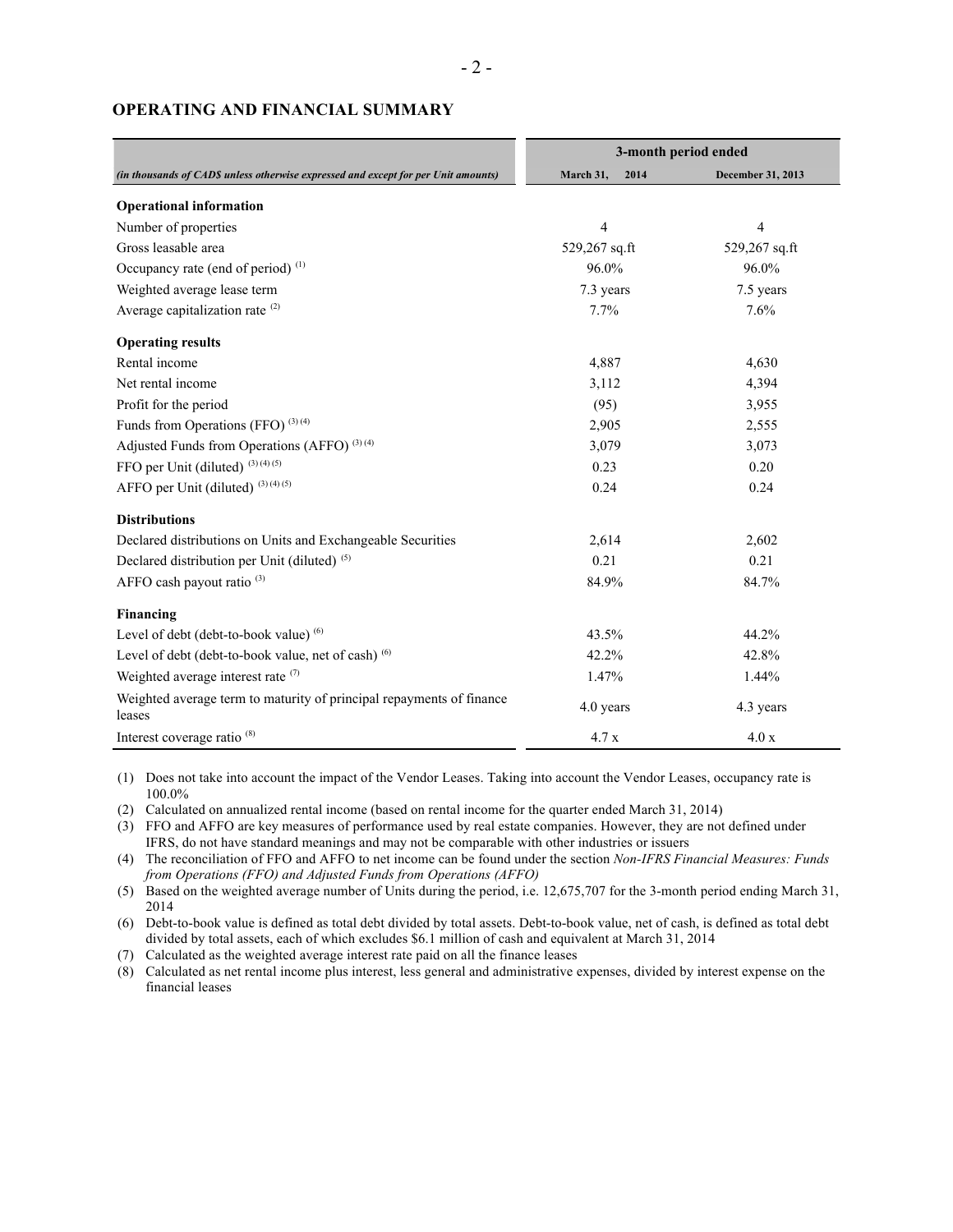## OPERATING AND FINANCIAL SUMMARY

| | 3-month period ended | |
|---|---|---|
| *(in thousands of CAD$ unless otherwise expressed and except for per Unit amounts)* | **March 31, 2014** | **December 31, 2013** |
| **Operational information** | | |
| Number of properties | 4 | 4 |
| Gross leasable area | 529,267 sq.ft | 529,267 sq.ft |
| Occupancy rate (end of period) (1) | 96.0% | 96.0% |
| Weighted average lease term | 7.3 years | 7.5 years |
| Average capitalization rate (2) | 7.7% | 7.6% |
| **Operating results** | | |
| Rental income | 4,887 | 4,630 |
| Net rental income | 3,112 | 4,394 |
| Profit for the period | (95) | 3,955 |
| Funds from Operations (FFO) (3) (4) | 2,905 | 2,555 |
| Adjusted Funds from Operations (AFFO) (3) (4) | 3,079 | 3,073 |
| FFO per Unit (diluted) (3) (4) (5) | 0.23 | 0.20 |
| AFFO per Unit (diluted) (3) (4) (5) | 0.24 | 0.24 |
| **Distributions** | | |
| Declared distributions on Units and Exchangeable Securities | 2,614 | 2,602 |
| Declared distribution per Unit (diluted) (5) | 0.21 | 0.21 |
| AFFO cash payout ratio (3) | 84.9% | 84.7% |
| **Financing** | | |
| Level of debt (debt-to-book value) (6) | 43.5% | 44.2% |
| Level of debt (debt-to-book value, net of cash) (6) | 42.2% | 42.8% |
| Weighted average interest rate (7) | 1.47% | 1.44% |
| Weighted average term to maturity of principal repayments of finance leases | 4.0 years | 4.3 years |
| Interest coverage ratio (8) | 4.7 x | 4.0 x |

(1) Does not take into account the impact of the Vendor Leases. Taking into account the Vendor Leases, occupancy rate is 100.0%

(2) Calculated on annualized rental income (based on rental income for the quarter ended March 31, 2014)

(3) FFO and AFFO are key measures of performance used by real estate companies. However, they are not defined under IFRS, do not have standard meanings and may not be comparable with other industries or issuers

(4) The reconciliation of FFO and AFFO to net income can be found under the section *Non-IFRS Financial Measures: Funds from Operations (FFO) and Adjusted Funds from Operations (AFFO)*

(5) Based on the weighted average number of Units during the period, i.e. 12,675,707 for the 3-month period ending March 31, 2014

(6) Debt-to-book value is defined as total debt divided by total assets. Debt-to-book value, net of cash, is defined as total debt divided by total assets, each of which excludes $6.1 million of cash and equivalent at March 31, 2014

(7) Calculated as the weighted average interest rate paid on all the finance leases

(8) Calculated as net rental income plus interest, less general and administrative expenses, divided by interest expense on the financial leases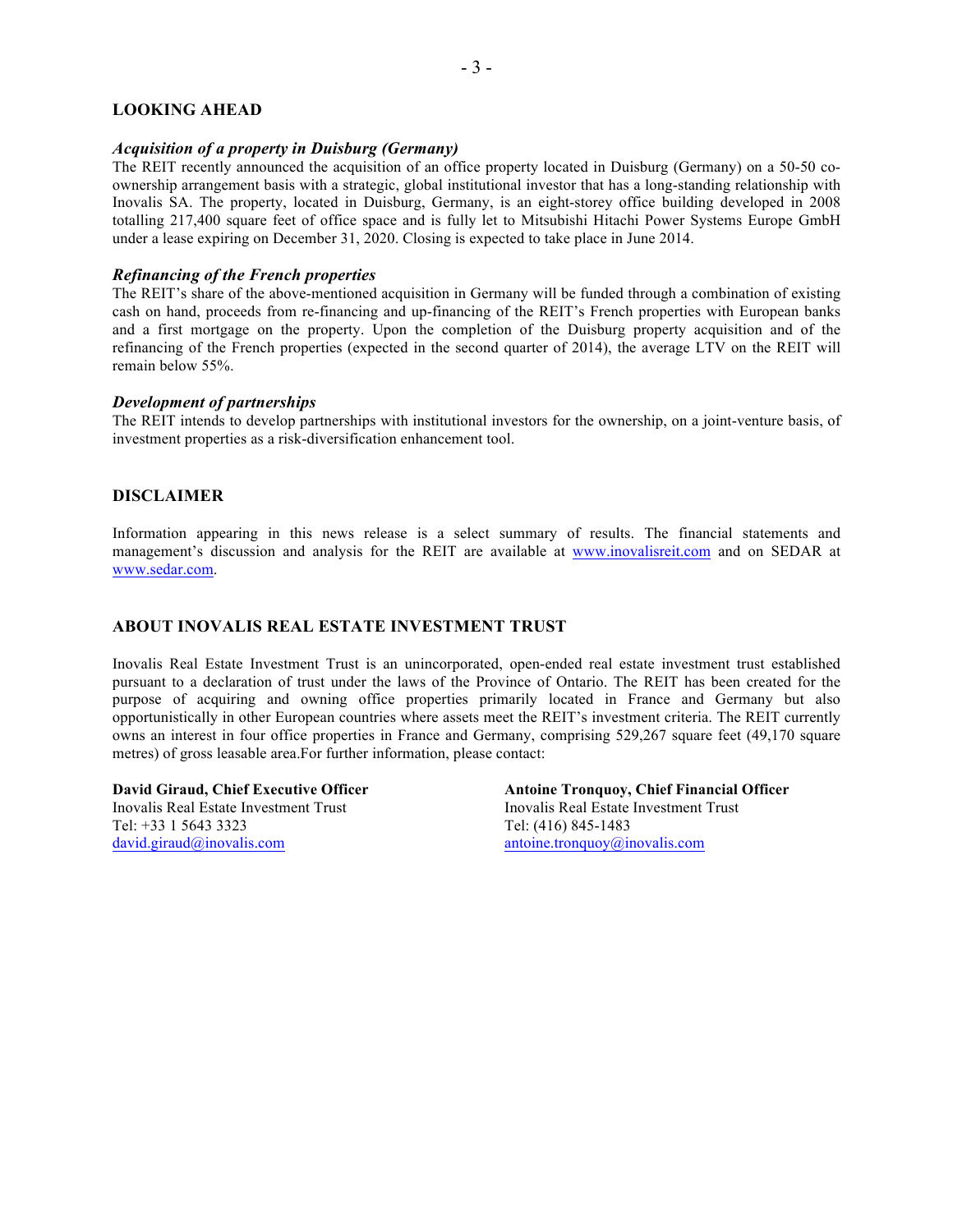## LOOKING AHEAD

### *Acquisition of a property in Duisburg (Germany)*

The REIT recently announced the acquisition of an office property located in Duisburg (Germany) on a 50-50 co-ownership arrangement basis with a strategic, global institutional investor that has a long-standing relationship with Inovalis SA. The property, located in Duisburg, Germany, is an eight-storey office building developed in 2008 totalling 217,400 square feet of office space and is fully let to Mitsubishi Hitachi Power Systems Europe GmbH under a lease expiring on December 31, 2020. Closing is expected to take place in June 2014.

### *Refinancing of the French properties*

The REIT's share of the above-mentioned acquisition in Germany will be funded through a combination of existing cash on hand, proceeds from re-financing and up-financing of the REIT's French properties with European banks and a first mortgage on the property. Upon the completion of the Duisburg property acquisition and of the refinancing of the French properties (expected in the second quarter of 2014), the average LTV on the REIT will remain below 55%.

### *Development of partnerships*

The REIT intends to develop partnerships with institutional investors for the ownership, on a joint-venture basis, of investment properties as a risk-diversification enhancement tool.

## DISCLAIMER

Information appearing in this news release is a select summary of results. The financial statements and management's discussion and analysis for the REIT are available at www.inovalisreit.com and on SEDAR at www.sedar.com.

## ABOUT INOVALIS REAL ESTATE INVESTMENT TRUST

Inovalis Real Estate Investment Trust is an unincorporated, open-ended real estate investment trust established pursuant to a declaration of trust under the laws of the Province of Ontario. The REIT has been created for the purpose of acquiring and owning office properties primarily located in France and Germany but also opportunistically in other European countries where assets meet the REIT's investment criteria. The REIT currently owns an interest in four office properties in France and Germany, comprising 529,267 square feet (49,170 square metres) of gross leasable area.For further information, please contact:

**David Giraud, Chief Executive Officer**
Inovalis Real Estate Investment Trust
Tel: +33 1 5643 3323
david.giraud@inovalis.com

**Antoine Tronquoy, Chief Financial Officer**
Inovalis Real Estate Investment Trust
Tel: (416) 845-1483
antoine.tronquoy@inovalis.com